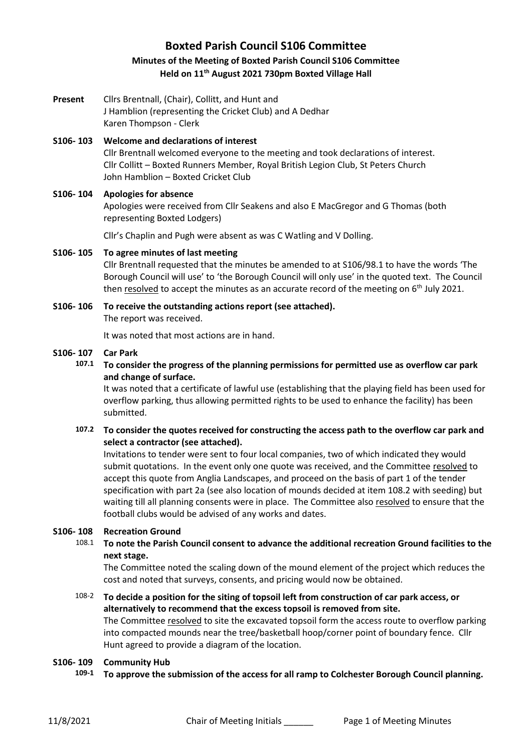# Boxted Parish Council S106 Committee

**Minutes of the Meeting of Boxted Parish Council S106 Committee**
**Held on 11th August 2021 730pm Boxted Village Hall**

**Present** Cllrs Brentnall, (Chair), Collitt, and Hunt and
J Hamblion (representing the Cricket Club) and A Dedhar
Karen Thompson - Clerk

**S106- 103 Welcome and declarations of interest**
Cllr Brentnall welcomed everyone to the meeting and took declarations of interest.
Cllr Collitt – Boxted Runners Member, Royal British Legion Club, St Peters Church
John Hamblion – Boxted Cricket Club

**S106- 104 Apologies for absence**
Apologies were received from Cllr Seakens and also E MacGregor and G Thomas (both representing Boxted Lodgers)

Cllr's Chaplin and Pugh were absent as was C Watling and V Dolling.

**S106- 105 To agree minutes of last meeting**
Cllr Brentnall requested that the minutes be amended to at S106/98.1 to have the words 'The Borough Council will use' to 'the Borough Council will only use' in the quoted text. The Council then resolved to accept the minutes as an accurate record of the meeting on 6th July 2021.

**S106- 106 To receive the outstanding actions report (see attached).**
The report was received.

It was noted that most actions are in hand.

**S106- 107 Car Park**

**107.1 To consider the progress of the planning permissions for permitted use as overflow car park and change of surface.**
It was noted that a certificate of lawful use (establishing that the playing field has been used for overflow parking, thus allowing permitted rights to be used to enhance the facility) has been submitted.

**107.2 To consider the quotes received for constructing the access path to the overflow car park and select a contractor (see attached).**
Invitations to tender were sent to four local companies, two of which indicated they would submit quotations. In the event only one quote was received, and the Committee resolved to accept this quote from Anglia Landscapes, and proceed on the basis of part 1 of the tender specification with part 2a (see also location of mounds decided at item 108.2 with seeding) but waiting till all planning consents were in place. The Committee also resolved to ensure that the football clubs would be advised of any works and dates.

**S106- 108 Recreation Ground**

**108.1 To note the Parish Council consent to advance the additional recreation Ground facilities to the next stage.**
The Committee noted the scaling down of the mound element of the project which reduces the cost and noted that surveys, consents, and pricing would now be obtained.

**108-2 To decide a position for the siting of topsoil left from construction of car park access, or alternatively to recommend that the excess topsoil is removed from site.**
The Committee resolved to site the excavated topsoil form the access route to overflow parking into compacted mounds near the tree/basketball hoop/corner point of boundary fence. Cllr Hunt agreed to provide a diagram of the location.

**S106- 109 Community Hub**

**109-1 To approve the submission of the access for all ramp to Colchester Borough Council planning.**

11/8/2021 Chair of Meeting Initials ______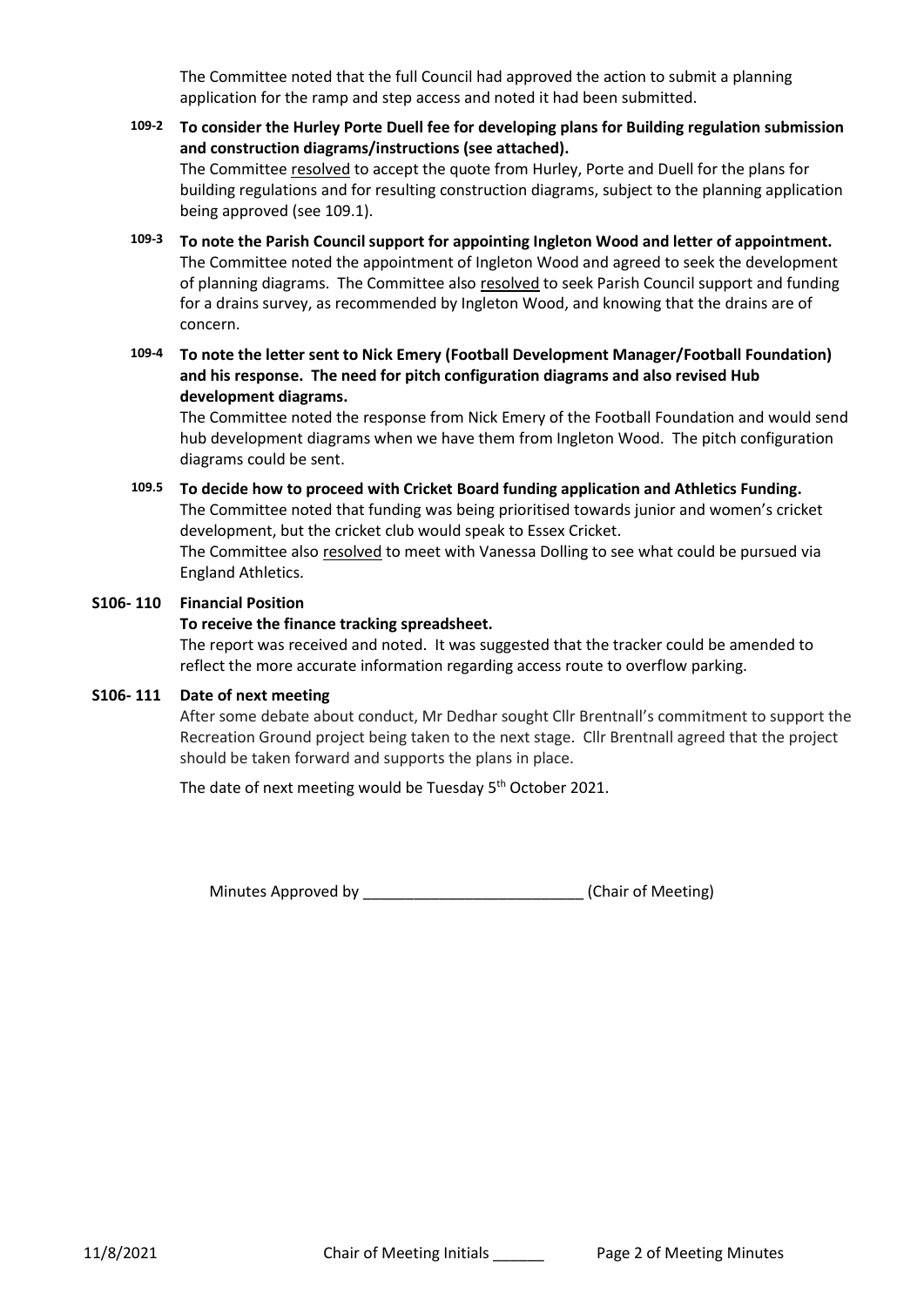The Committee noted that the full Council had approved the action to submit a planning application for the ramp and step access and noted it had been submitted.

**109-2 To consider the Hurley Porte Duell fee for developing plans for Building regulation submission and construction diagrams/instructions (see attached).**

The Committee resolved to accept the quote from Hurley, Porte and Duell for the plans for building regulations and for resulting construction diagrams, subject to the planning application being approved (see 109.1).

**109-3 To note the Parish Council support for appointing Ingleton Wood and letter of appointment.**

The Committee noted the appointment of Ingleton Wood and agreed to seek the development of planning diagrams. The Committee also resolved to seek Parish Council support and funding for a drains survey, as recommended by Ingleton Wood, and knowing that the drains are of concern.

**109-4 To note the letter sent to Nick Emery (Football Development Manager/Football Foundation) and his response. The need for pitch configuration diagrams and also revised Hub development diagrams.**

The Committee noted the response from Nick Emery of the Football Foundation and would send hub development diagrams when we have them from Ingleton Wood. The pitch configuration diagrams could be sent.

**109.5 To decide how to proceed with Cricket Board funding application and Athletics Funding.**

The Committee noted that funding was being prioritised towards junior and women's cricket development, but the cricket club would speak to Essex Cricket.

The Committee also resolved to meet with Vanessa Dolling to see what could be pursued via England Athletics.

**S106- 110 Financial Position**

**To receive the finance tracking spreadsheet.**

The report was received and noted. It was suggested that the tracker could be amended to reflect the more accurate information regarding access route to overflow parking.

**S106- 111 Date of next meeting**

After some debate about conduct, Mr Dedhar sought Cllr Brentnall's commitment to support the Recreation Ground project being taken to the next stage. Cllr Brentnall agreed that the project should be taken forward and supports the plans in place.

The date of next meeting would be Tuesday 5th October 2021.

Minutes Approved by __________________________ (Chair of Meeting)

11/8/2021 Chair of Meeting Initials ______